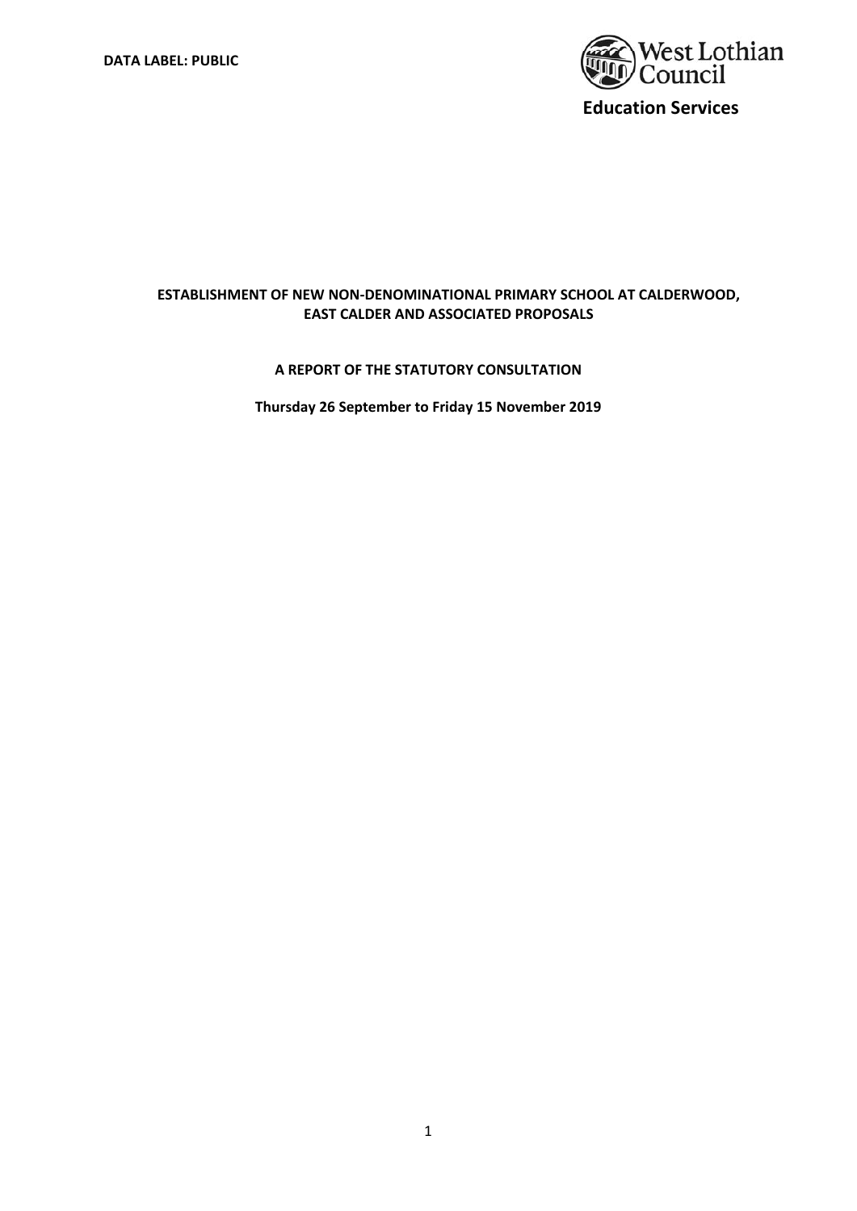**DATA LABEL: PUBLIC**

West Lothian Council

**Education Services**

# ESTABLISHMENT OF NEW NON-DENOMINATIONAL PRIMARY SCHOOL AT CALDERWOOD, EAST CALDER AND ASSOCIATED PROPOSALS

## A REPORT OF THE STATUTORY CONSULTATION

**Thursday 26 September to Friday 15 November 2019**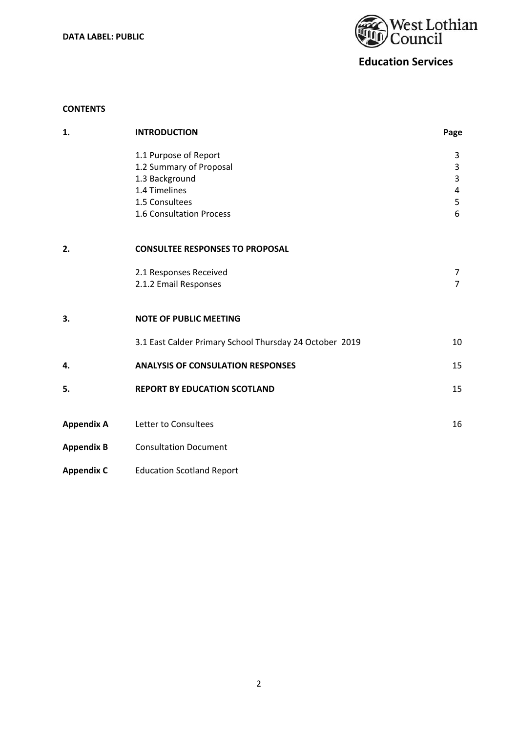DATA LABEL: PUBLIC

West Lothian Council

**Education Services**

**CONTENTS**

| | | Page |
|---|---|---|
| **1.** | **INTRODUCTION** | |
| | 1.1 Purpose of Report | 3 |
| | 1.2 Summary of Proposal | 3 |
| | 1.3 Background | 3 |
| | 1.4 Timelines | 4 |
| | 1.5 Consultees | 5 |
| | 1.6 Consultation Process | 6 |
| **2.** | **CONSULTEE RESPONSES TO PROPOSAL** | |
| | 2.1 Responses Received | 7 |
| | 2.1.2 Email Responses | 7 |
| **3.** | **NOTE OF PUBLIC MEETING** | |
| | 3.1 East Calder Primary School Thursday 24 October 2019 | 10 |
| **4.** | **ANALYSIS OF CONSULATION RESPONSES** | 15 |
| **5.** | **REPORT BY EDUCATION SCOTLAND** | 15 |
| **Appendix A** | Letter to Consultees | 16 |
| **Appendix B** | Consultation Document | |
| **Appendix C** | Education Scotland Report | |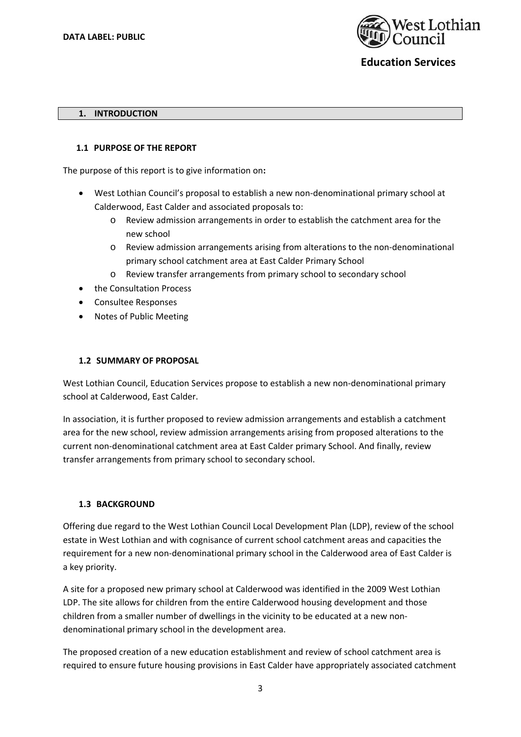## 1. INTRODUCTION

### 1.1 PURPOSE OF THE REPORT

The purpose of this report is to give information on**:**

- West Lothian Council's proposal to establish a new non-denominational primary school at Calderwood, East Calder and associated proposals to:
  - Review admission arrangements in order to establish the catchment area for the new school
  - Review admission arrangements arising from alterations to the non-denominational primary school catchment area at East Calder Primary School
  - Review transfer arrangements from primary school to secondary school
- the Consultation Process
- Consultee Responses
- Notes of Public Meeting

### 1.2 SUMMARY OF PROPOSAL

West Lothian Council, Education Services propose to establish a new non-denominational primary school at Calderwood, East Calder.

In association, it is further proposed to review admission arrangements and establish a catchment area for the new school, review admission arrangements arising from proposed alterations to the current non-denominational catchment area at East Calder primary School. And finally, review transfer arrangements from primary school to secondary school.

### 1.3 BACKGROUND

Offering due regard to the West Lothian Council Local Development Plan (LDP), review of the school estate in West Lothian and with cognisance of current school catchment areas and capacities the requirement for a new non-denominational primary school in the Calderwood area of East Calder is a key priority.

A site for a proposed new primary school at Calderwood was identified in the 2009 West Lothian LDP. The site allows for children from the entire Calderwood housing development and those children from a smaller number of dwellings in the vicinity to be educated at a new non-denominational primary school in the development area.

The proposed creation of a new education establishment and review of school catchment area is required to ensure future housing provisions in East Calder have appropriately associated catchment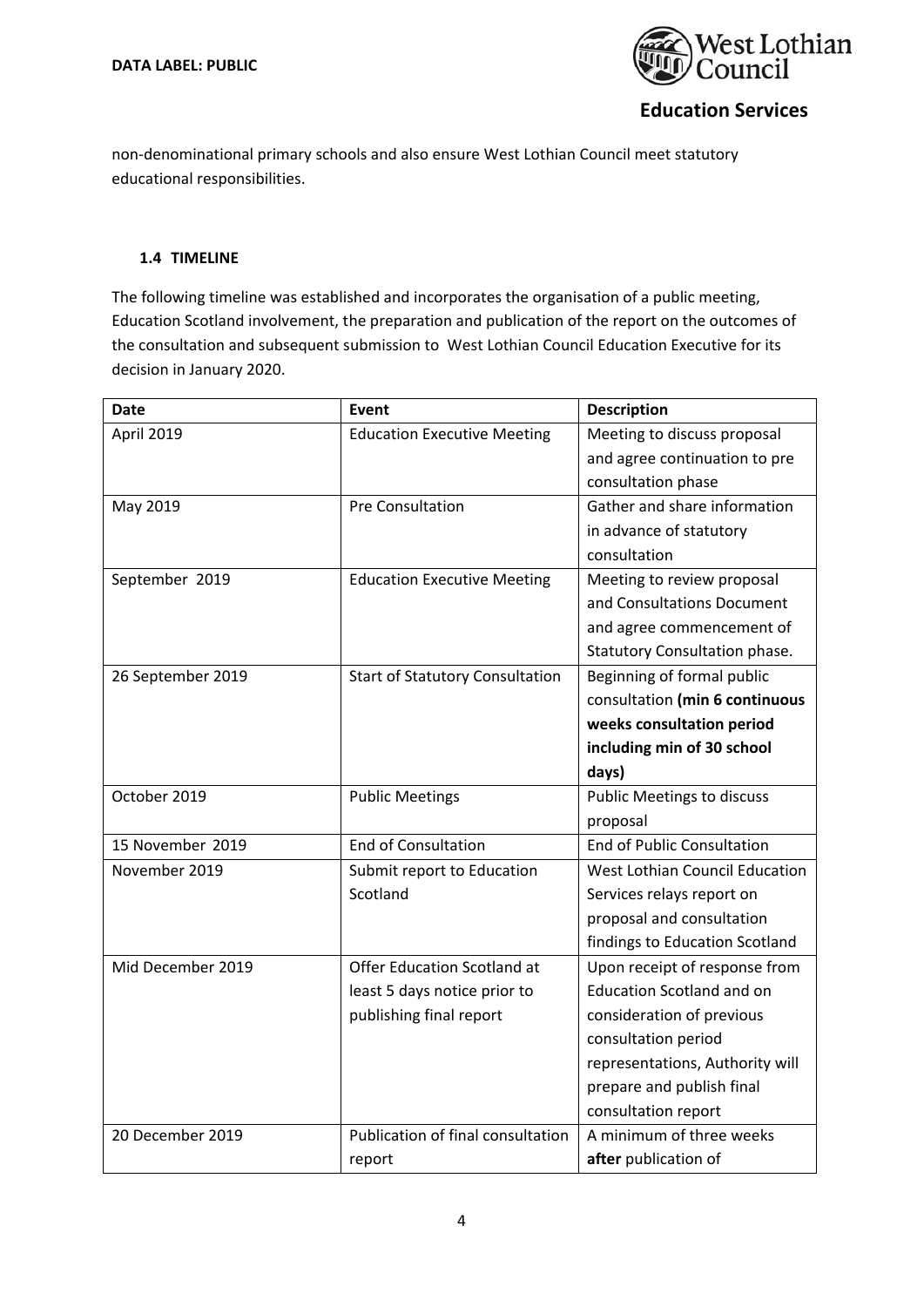non-denominational primary schools and also ensure West Lothian Council meet statutory educational responsibilities.

### 1.4 TIMELINE

The following timeline was established and incorporates the organisation of a public meeting, Education Scotland involvement, the preparation and publication of the report on the outcomes of the consultation and subsequent submission to West Lothian Council Education Executive for its decision in January 2020.

| Date | Event | Description |
|---|---|---|
| April 2019 | Education Executive Meeting | Meeting to discuss proposal and agree continuation to pre consultation phase |
| May 2019 | Pre Consultation | Gather and share information in advance of statutory consultation |
| September 2019 | Education Executive Meeting | Meeting to review proposal and Consultations Document and agree commencement of Statutory Consultation phase. |
| 26 September 2019 | Start of Statutory Consultation | Beginning of formal public consultation **(min 6 continuous weeks consultation period including min of 30 school days)** |
| October 2019 | Public Meetings | Public Meetings to discuss proposal |
| 15 November 2019 | End of Consultation | End of Public Consultation |
| November 2019 | Submit report to Education Scotland | West Lothian Council Education Services relays report on proposal and consultation findings to Education Scotland |
| Mid December 2019 | Offer Education Scotland at least 5 days notice prior to publishing final report | Upon receipt of response from Education Scotland and on consideration of previous consultation period representations, Authority will prepare and publish final consultation report |
| 20 December 2019 | Publication of final consultation report | A minimum of three weeks **after** publication of |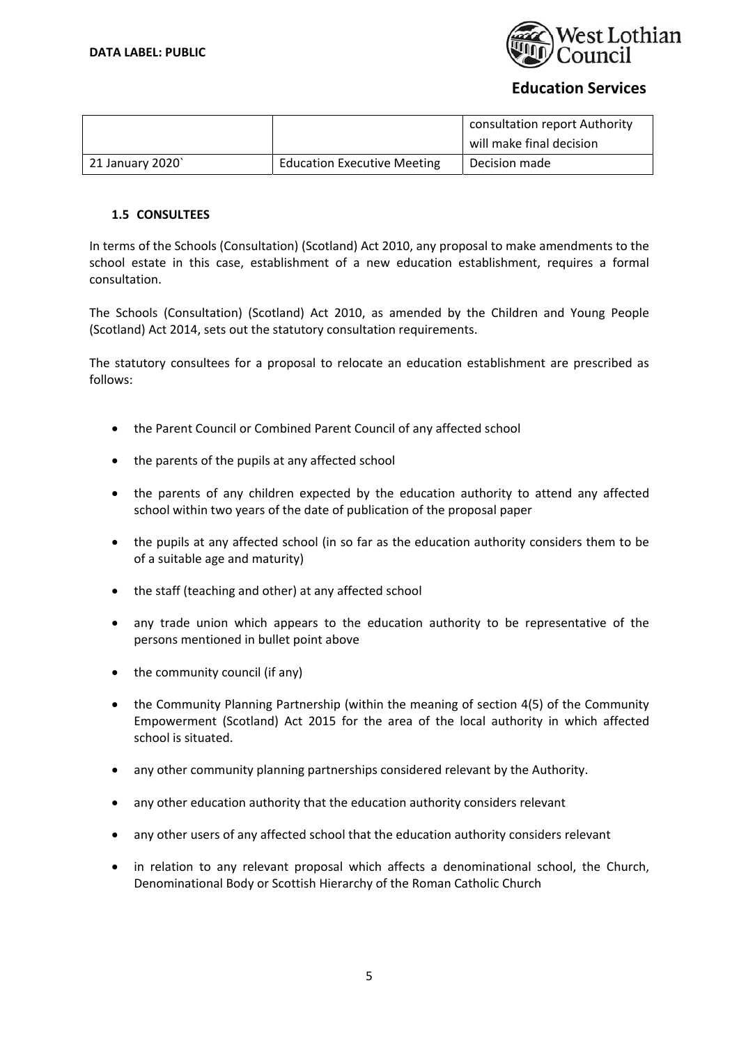| | | consultation report Authority will make final decision |
|---|---|---|
| 21 January 2020` | Education Executive Meeting | Decision made |

### 1.5 CONSULTEES

In terms of the Schools (Consultation) (Scotland) Act 2010, any proposal to make amendments to the school estate in this case, establishment of a new education establishment, requires a formal consultation.

The Schools (Consultation) (Scotland) Act 2010, as amended by the Children and Young People (Scotland) Act 2014, sets out the statutory consultation requirements.

The statutory consultees for a proposal to relocate an education establishment are prescribed as follows:

- the Parent Council or Combined Parent Council of any affected school
- the parents of the pupils at any affected school
- the parents of any children expected by the education authority to attend any affected school within two years of the date of publication of the proposal paper
- the pupils at any affected school (in so far as the education authority considers them to be of a suitable age and maturity)
- the staff (teaching and other) at any affected school
- any trade union which appears to the education authority to be representative of the persons mentioned in bullet point above
- the community council (if any)
- the Community Planning Partnership (within the meaning of section 4(5) of the Community Empowerment (Scotland) Act 2015 for the area of the local authority in which affected school is situated.
- any other community planning partnerships considered relevant by the Authority.
- any other education authority that the education authority considers relevant
- any other users of any affected school that the education authority considers relevant
- in relation to any relevant proposal which affects a denominational school, the Church, Denominational Body or Scottish Hierarchy of the Roman Catholic Church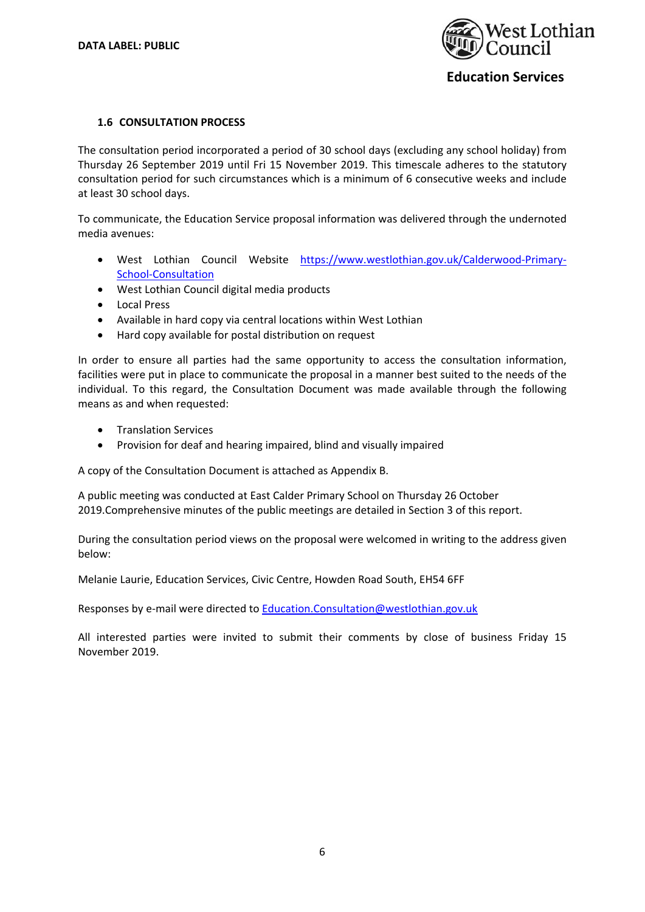### 1.6 CONSULTATION PROCESS

The consultation period incorporated a period of 30 school days (excluding any school holiday) from Thursday 26 September 2019 until Fri 15 November 2019. This timescale adheres to the statutory consultation period for such circumstances which is a minimum of 6 consecutive weeks and include at least 30 school days.

To communicate, the Education Service proposal information was delivered through the undernoted media avenues:

- West Lothian Council Website https://www.westlothian.gov.uk/Calderwood-Primary-School-Consultation
- West Lothian Council digital media products
- Local Press
- Available in hard copy via central locations within West Lothian
- Hard copy available for postal distribution on request

In order to ensure all parties had the same opportunity to access the consultation information, facilities were put in place to communicate the proposal in a manner best suited to the needs of the individual. To this regard, the Consultation Document was made available through the following means as and when requested:

- Translation Services
- Provision for deaf and hearing impaired, blind and visually impaired

A copy of the Consultation Document is attached as Appendix B.

A public meeting was conducted at East Calder Primary School on Thursday 26 October 2019.Comprehensive minutes of the public meetings are detailed in Section 3 of this report.

During the consultation period views on the proposal were welcomed in writing to the address given below:

Melanie Laurie, Education Services, Civic Centre, Howden Road South, EH54 6FF

Responses by e-mail were directed to Education.Consultation@westlothian.gov.uk

All interested parties were invited to submit their comments by close of business Friday 15 November 2019.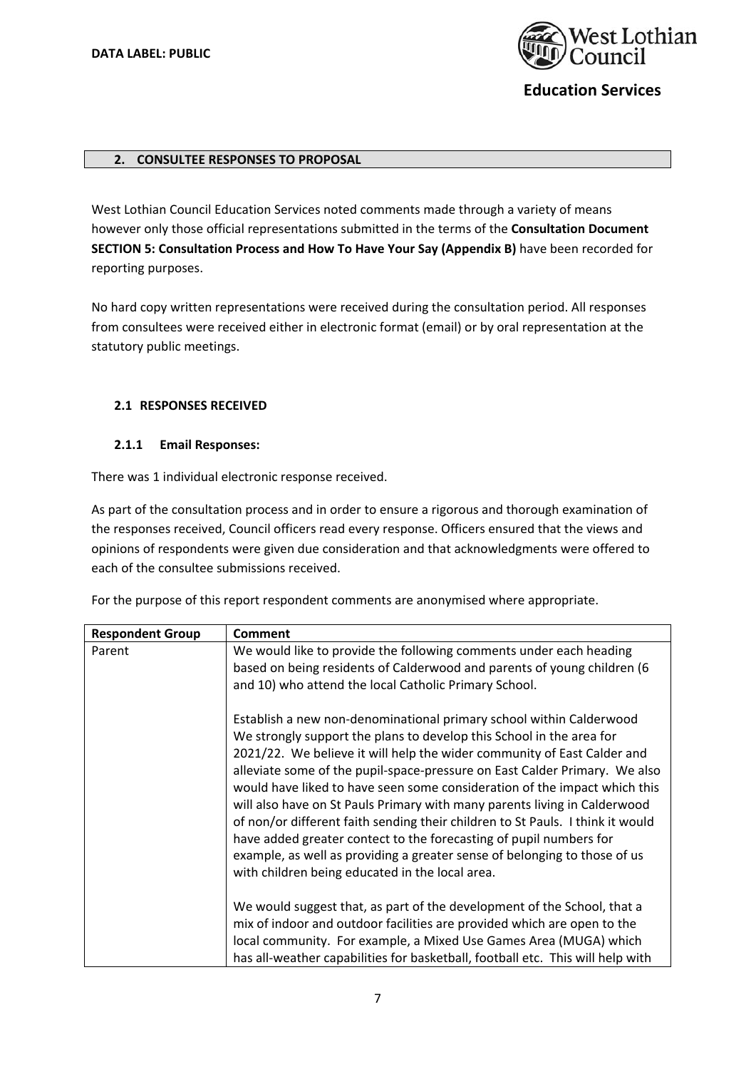## 2. CONSULTEE RESPONSES TO PROPOSAL

West Lothian Council Education Services noted comments made through a variety of means however only those official representations submitted in the terms of the **Consultation Document SECTION 5: Consultation Process and How To Have Your Say (Appendix B)** have been recorded for reporting purposes.

No hard copy written representations were received during the consultation period. All responses from consultees were received either in electronic format (email) or by oral representation at the statutory public meetings.

### 2.1 RESPONSES RECEIVED

#### 2.1.1 Email Responses:

There was 1 individual electronic response received.

As part of the consultation process and in order to ensure a rigorous and thorough examination of the responses received, Council officers read every response. Officers ensured that the views and opinions of respondents were given due consideration and that acknowledgments were offered to each of the consultee submissions received.

For the purpose of this report respondent comments are anonymised where appropriate.

| Respondent Group | Comment |
|---|---|
| Parent | We would like to provide the following comments under each heading based on being residents of Calderwood and parents of young children (6 and 10) who attend the local Catholic Primary School.<br><br>Establish a new non-denominational primary school within Calderwood<br>We strongly support the plans to develop this School in the area for 2021/22. We believe it will help the wider community of East Calder and alleviate some of the pupil-space-pressure on East Calder Primary. We also would have liked to have seen some consideration of the impact which this will also have on St Pauls Primary with many parents living in Calderwood of non/or different faith sending their children to St Pauls. I think it would have added greater contect to the forecasting of pupil numbers for example, as well as providing a greater sense of belonging to those of us with children being educated in the local area.<br><br>We would suggest that, as part of the development of the School, that a mix of indoor and outdoor facilities are provided which are open to the local community. For example, a Mixed Use Games Area (MUGA) which has all-weather capabilities for basketball, football etc. This will help with |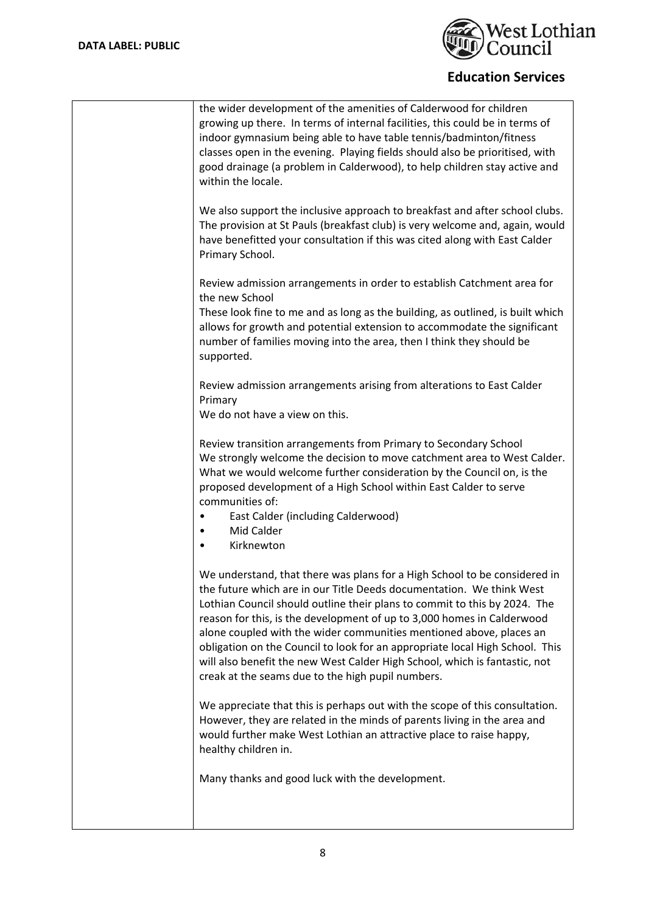| | |
|---|---|
| | the wider development of the amenities of Calderwood for children growing up there. In terms of internal facilities, this could be in terms of indoor gymnasium being able to have table tennis/badminton/fitness classes open in the evening. Playing fields should also be prioritised, with good drainage (a problem in Calderwood), to help children stay active and within the locale.<br><br>We also support the inclusive approach to breakfast and after school clubs. The provision at St Pauls (breakfast club) is very welcome and, again, would have benefitted your consultation if this was cited along with East Calder Primary School.<br><br>Review admission arrangements in order to establish Catchment area for the new School<br>These look fine to me and as long as the building, as outlined, is built which allows for growth and potential extension to accommodate the significant number of families moving into the area, then I think they should be supported.<br><br>Review admission arrangements arising from alterations to East Calder Primary<br>We do not have a view on this.<br><br>Review transition arrangements from Primary to Secondary School<br>We strongly welcome the decision to move catchment area to West Calder. What we would welcome further consideration by the Council on, is the proposed development of a High School within East Calder to serve communities of:<br>• East Calder (including Calderwood)<br>• Mid Calder<br>• Kirknewton<br><br>We understand, that there was plans for a High School to be considered in the future which are in our Title Deeds documentation. We think West Lothian Council should outline their plans to commit to this by 2024. The reason for this, is the development of up to 3,000 homes in Calderwood alone coupled with the wider communities mentioned above, places an obligation on the Council to look for an appropriate local High School. This will also benefit the new West Calder High School, which is fantastic, not creak at the seams due to the high pupil numbers.<br><br>We appreciate that this is perhaps out with the scope of this consultation. However, they are related in the minds of parents living in the area and would further make West Lothian an attractive place to raise happy, healthy children in.<br><br>Many thanks and good luck with the development. |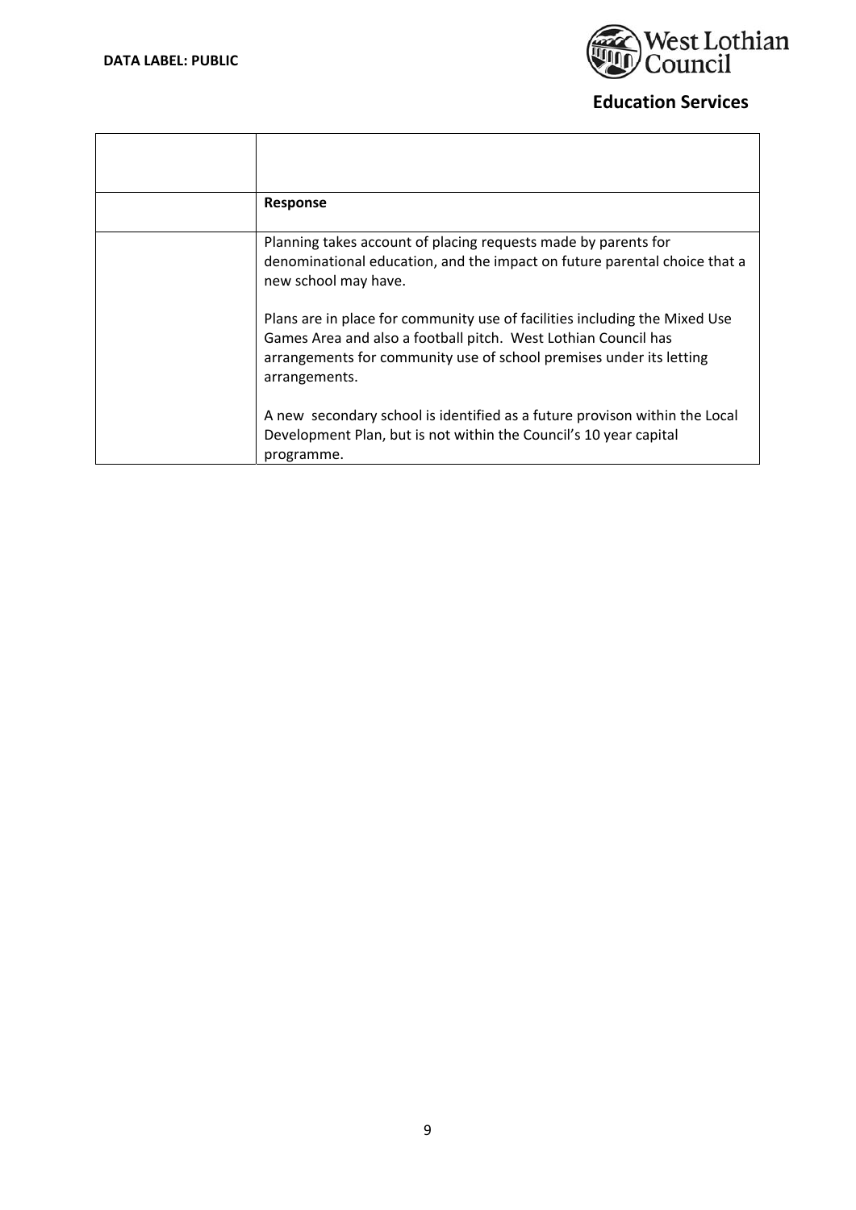| | |
|---|---|
| | |
| | **Response** |
| | Planning takes account of placing requests made by parents for denominational education, and the impact on future parental choice that a new school may have.<br><br>Plans are in place for community use of facilities including the Mixed Use Games Area and also a football pitch. West Lothian Council has arrangements for community use of school premises under its letting arrangements.<br><br>A new secondary school is identified as a future provison within the Local Development Plan, but is not within the Council's 10 year capital programme. |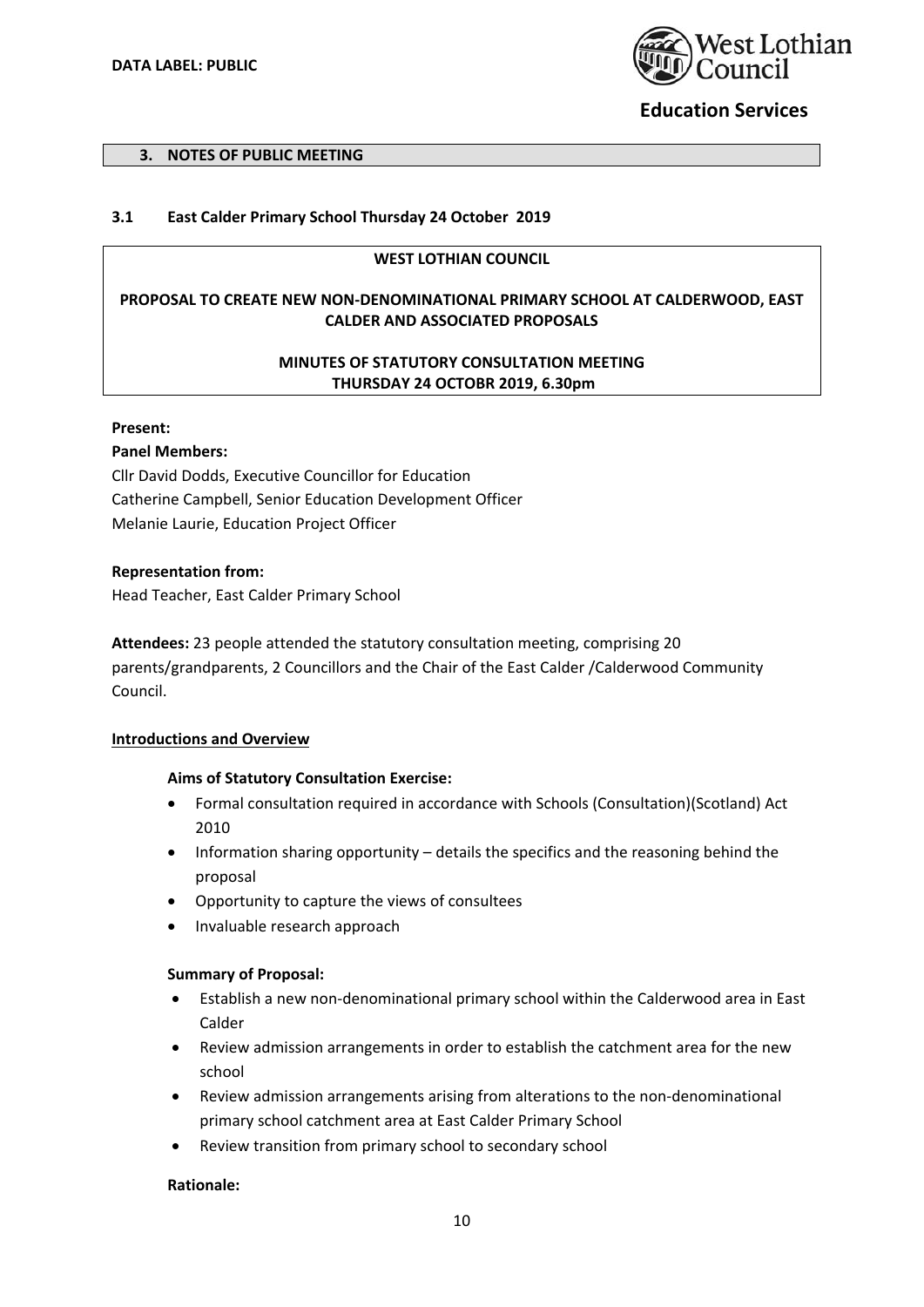**DATA LABEL: PUBLIC**

**Education Services**

## 3. NOTES OF PUBLIC MEETING

### 3.1 East Calder Primary School Thursday 24 October 2019

**WEST LOTHIAN COUNCIL**

**PROPOSAL TO CREATE NEW NON-DENOMINATIONAL PRIMARY SCHOOL AT CALDERWOOD, EAST CALDER AND ASSOCIATED PROPOSALS**

**MINUTES OF STATUTORY CONSULTATION MEETING**
**THURSDAY 24 OCTOBR 2019, 6.30pm**

**Present:**

**Panel Members:**

Cllr David Dodds, Executive Councillor for Education
Catherine Campbell, Senior Education Development Officer
Melanie Laurie, Education Project Officer

**Representation from:**

Head Teacher, East Calder Primary School

**Attendees:** 23 people attended the statutory consultation meeting, comprising 20 parents/grandparents, 2 Councillors and the Chair of the East Calder /Calderwood Community Council.

**Introductions and Overview**

**Aims of Statutory Consultation Exercise:**

- Formal consultation required in accordance with Schools (Consultation)(Scotland) Act 2010
- Information sharing opportunity – details the specifics and the reasoning behind the proposal
- Opportunity to capture the views of consultees
- Invaluable research approach

**Summary of Proposal:**

- Establish a new non-denominational primary school within the Calderwood area in East Calder
- Review admission arrangements in order to establish the catchment area for the new school
- Review admission arrangements arising from alterations to the non-denominational primary school catchment area at East Calder Primary School
- Review transition from primary school to secondary school

**Rationale:**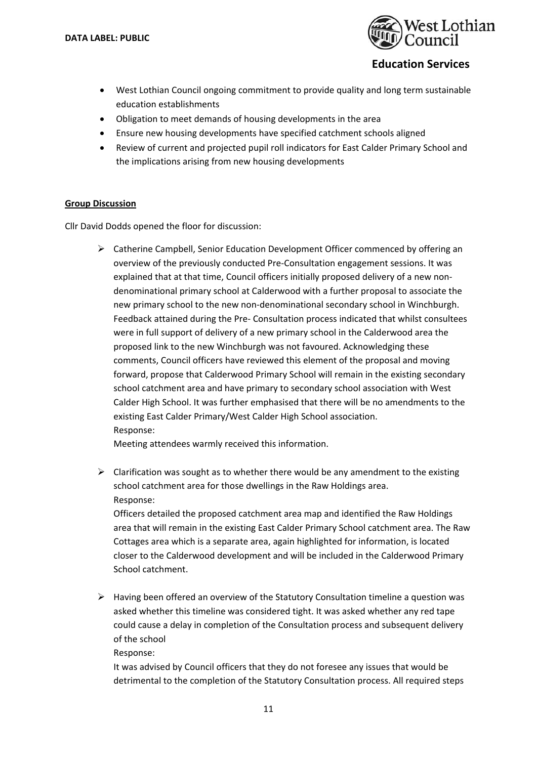- West Lothian Council ongoing commitment to provide quality and long term sustainable education establishments
- Obligation to meet demands of housing developments in the area
- Ensure new housing developments have specified catchment schools aligned
- Review of current and projected pupil roll indicators for East Calder Primary School and the implications arising from new housing developments

**Group Discussion**

Cllr David Dodds opened the floor for discussion:

- Catherine Campbell, Senior Education Development Officer commenced by offering an overview of the previously conducted Pre-Consultation engagement sessions. It was explained that at that time, Council officers initially proposed delivery of a new non-denominational primary school at Calderwood with a further proposal to associate the new primary school to the new non-denominational secondary school in Winchburgh. Feedback attained during the Pre- Consultation process indicated that whilst consultees were in full support of delivery of a new primary school in the Calderwood area the proposed link to the new Winchburgh was not favoured. Acknowledging these comments, Council officers have reviewed this element of the proposal and moving forward, propose that Calderwood Primary School will remain in the existing secondary school catchment area and have primary to secondary school association with West Calder High School. It was further emphasised that there will be no amendments to the existing East Calder Primary/West Calder High School association.
  Response:
  Meeting attendees warmly received this information.

- Clarification was sought as to whether there would be any amendment to the existing school catchment area for those dwellings in the Raw Holdings area.
  Response:
  Officers detailed the proposed catchment area map and identified the Raw Holdings area that will remain in the existing East Calder Primary School catchment area. The Raw Cottages area which is a separate area, again highlighted for information, is located closer to the Calderwood development and will be included in the Calderwood Primary School catchment.

- Having been offered an overview of the Statutory Consultation timeline a question was asked whether this timeline was considered tight. It was asked whether any red tape could cause a delay in completion of the Consultation process and subsequent delivery of the school
  Response:
  It was advised by Council officers that they do not foresee any issues that would be detrimental to the completion of the Statutory Consultation process. All required steps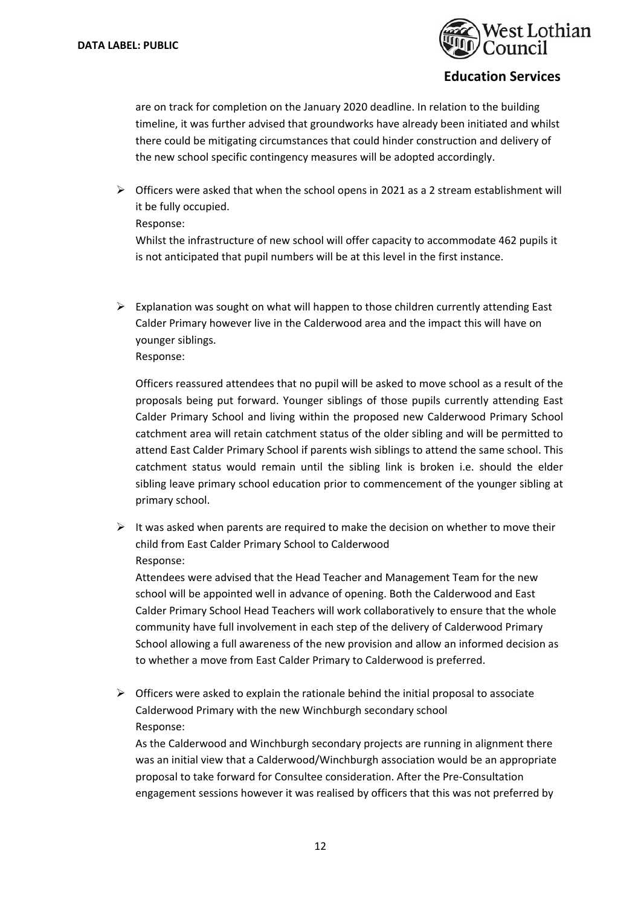are on track for completion on the January 2020 deadline. In relation to the building timeline, it was further advised that groundworks have already been initiated and whilst there could be mitigating circumstances that could hinder construction and delivery of the new school specific contingency measures will be adopted accordingly.

- Officers were asked that when the school opens in 2021 as a 2 stream establishment will it be fully occupied.
  Response:
  Whilst the infrastructure of new school will offer capacity to accommodate 462 pupils it is not anticipated that pupil numbers will be at this level in the first instance.

- Explanation was sought on what will happen to those children currently attending East Calder Primary however live in the Calderwood area and the impact this will have on younger siblings.
  Response:

  Officers reassured attendees that no pupil will be asked to move school as a result of the proposals being put forward. Younger siblings of those pupils currently attending East Calder Primary School and living within the proposed new Calderwood Primary School catchment area will retain catchment status of the older sibling and will be permitted to attend East Calder Primary School if parents wish siblings to attend the same school. This catchment status would remain until the sibling link is broken i.e. should the elder sibling leave primary school education prior to commencement of the younger sibling at primary school.

- It was asked when parents are required to make the decision on whether to move their child from East Calder Primary School to Calderwood
  Response:
  Attendees were advised that the Head Teacher and Management Team for the new school will be appointed well in advance of opening. Both the Calderwood and East Calder Primary School Head Teachers will work collaboratively to ensure that the whole community have full involvement in each step of the delivery of Calderwood Primary School allowing a full awareness of the new provision and allow an informed decision as to whether a move from East Calder Primary to Calderwood is preferred.

- Officers were asked to explain the rationale behind the initial proposal to associate Calderwood Primary with the new Winchburgh secondary school
  Response:
  As the Calderwood and Winchburgh secondary projects are running in alignment there was an initial view that a Calderwood/Winchburgh association would be an appropriate proposal to take forward for Consultee consideration. After the Pre-Consultation engagement sessions however it was realised by officers that this was not preferred by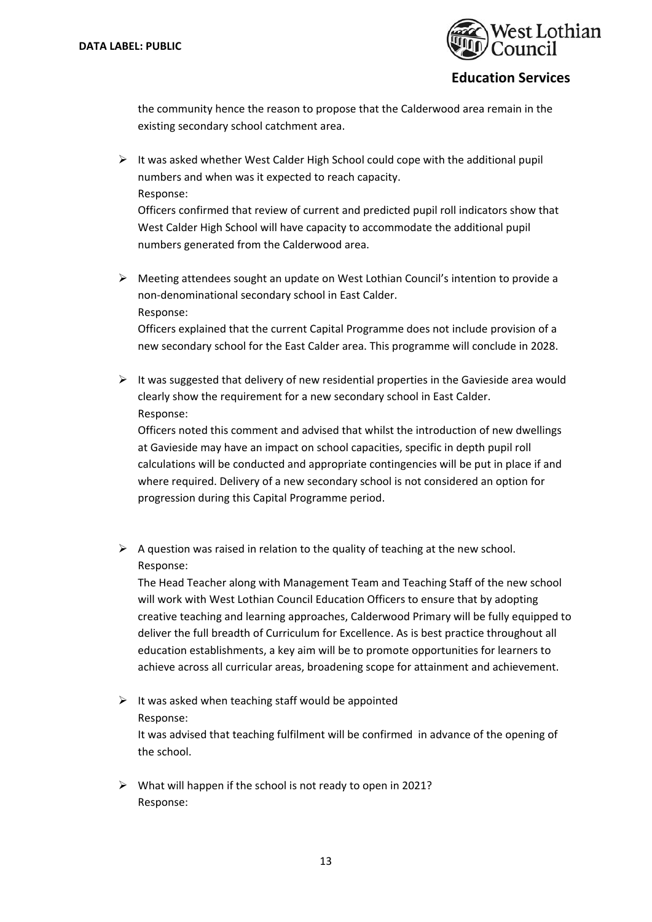the community hence the reason to propose that the Calderwood area remain in the existing secondary school catchment area.

- It was asked whether West Calder High School could cope with the additional pupil numbers and when was it expected to reach capacity.
  Response:
  Officers confirmed that review of current and predicted pupil roll indicators show that West Calder High School will have capacity to accommodate the additional pupil numbers generated from the Calderwood area.

- Meeting attendees sought an update on West Lothian Council's intention to provide a non-denominational secondary school in East Calder.
  Response:
  Officers explained that the current Capital Programme does not include provision of a new secondary school for the East Calder area. This programme will conclude in 2028.

- It was suggested that delivery of new residential properties in the Gavieside area would clearly show the requirement for a new secondary school in East Calder.
  Response:
  Officers noted this comment and advised that whilst the introduction of new dwellings at Gavieside may have an impact on school capacities, specific in depth pupil roll calculations will be conducted and appropriate contingencies will be put in place if and where required. Delivery of a new secondary school is not considered an option for progression during this Capital Programme period.

- A question was raised in relation to the quality of teaching at the new school.
  Response:
  The Head Teacher along with Management Team and Teaching Staff of the new school will work with West Lothian Council Education Officers to ensure that by adopting creative teaching and learning approaches, Calderwood Primary will be fully equipped to deliver the full breadth of Curriculum for Excellence. As is best practice throughout all education establishments, a key aim will be to promote opportunities for learners to achieve across all curricular areas, broadening scope for attainment and achievement.

- It was asked when teaching staff would be appointed
  Response:
  It was advised that teaching fulfilment will be confirmed in advance of the opening of the school.

- What will happen if the school is not ready to open in 2021?
  Response: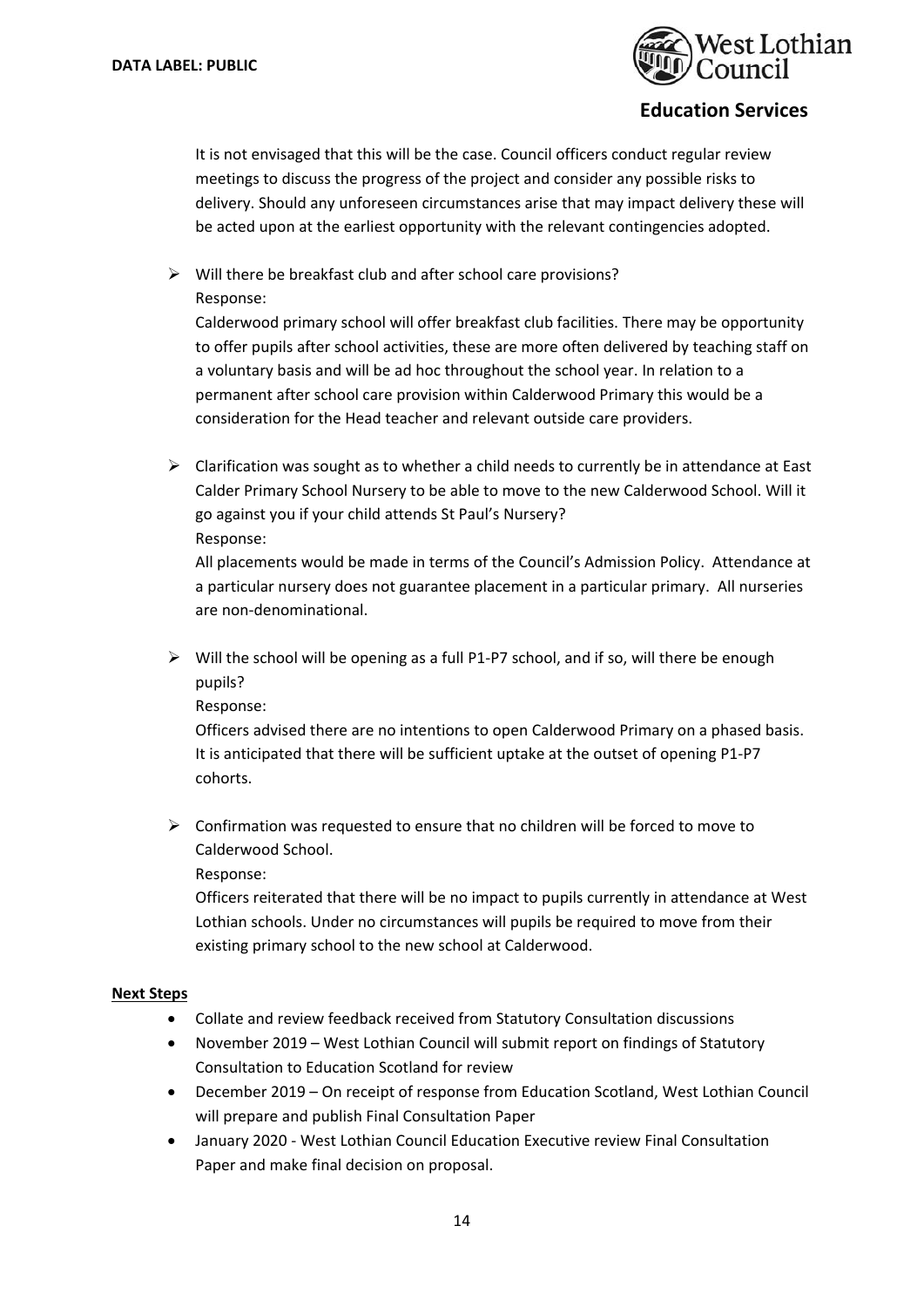It is not envisaged that this will be the case. Council officers conduct regular review meetings to discuss the progress of the project and consider any possible risks to delivery. Should any unforeseen circumstances arise that may impact delivery these will be acted upon at the earliest opportunity with the relevant contingencies adopted.

- Will there be breakfast club and after school care provisions?
  Response:
  Calderwood primary school will offer breakfast club facilities. There may be opportunity to offer pupils after school activities, these are more often delivered by teaching staff on a voluntary basis and will be ad hoc throughout the school year. In relation to a permanent after school care provision within Calderwood Primary this would be a consideration for the Head teacher and relevant outside care providers.

- Clarification was sought as to whether a child needs to currently be in attendance at East Calder Primary School Nursery to be able to move to the new Calderwood School. Will it go against you if your child attends St Paul's Nursery?
  Response:
  All placements would be made in terms of the Council's Admission Policy. Attendance at a particular nursery does not guarantee placement in a particular primary. All nurseries are non-denominational.

- Will the school will be opening as a full P1-P7 school, and if so, will there be enough pupils?
  Response:
  Officers advised there are no intentions to open Calderwood Primary on a phased basis. It is anticipated that there will be sufficient uptake at the outset of opening P1-P7 cohorts.

- Confirmation was requested to ensure that no children will be forced to move to Calderwood School.
  Response:
  Officers reiterated that there will be no impact to pupils currently in attendance at West Lothian schools. Under no circumstances will pupils be required to move from their existing primary school to the new school at Calderwood.

**Next Steps**

- Collate and review feedback received from Statutory Consultation discussions
- November 2019 – West Lothian Council will submit report on findings of Statutory Consultation to Education Scotland for review
- December 2019 – On receipt of response from Education Scotland, West Lothian Council will prepare and publish Final Consultation Paper
- January 2020 - West Lothian Council Education Executive review Final Consultation Paper and make final decision on proposal.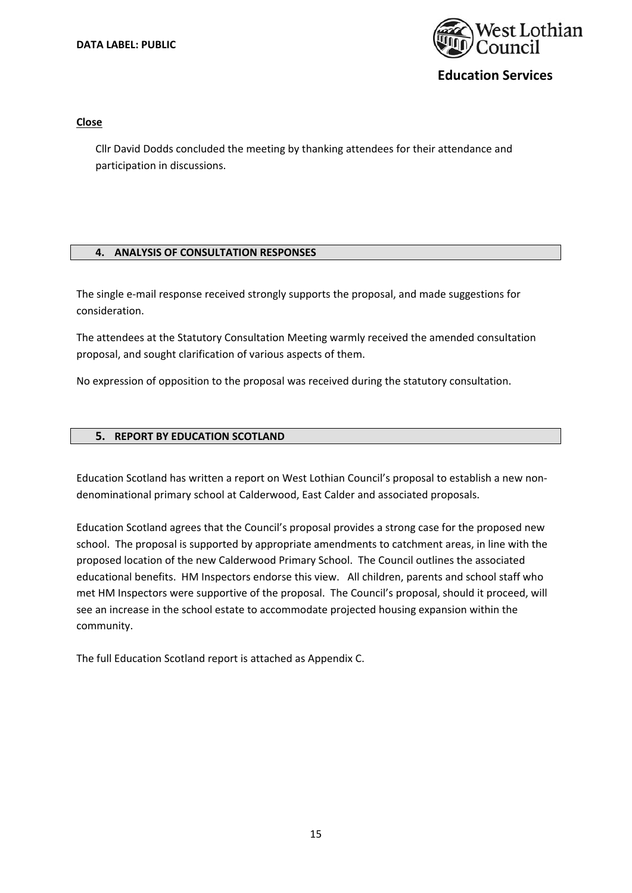**Close**

Cllr David Dodds concluded the meeting by thanking attendees for their attendance and participation in discussions.

## 4. ANALYSIS OF CONSULTATION RESPONSES

The single e-mail response received strongly supports the proposal, and made suggestions for consideration.

The attendees at the Statutory Consultation Meeting warmly received the amended consultation proposal, and sought clarification of various aspects of them.

No expression of opposition to the proposal was received during the statutory consultation.

## 5. REPORT BY EDUCATION SCOTLAND

Education Scotland has written a report on West Lothian Council's proposal to establish a new non-denominational primary school at Calderwood, East Calder and associated proposals.

Education Scotland agrees that the Council's proposal provides a strong case for the proposed new school. The proposal is supported by appropriate amendments to catchment areas, in line with the proposed location of the new Calderwood Primary School. The Council outlines the associated educational benefits. HM Inspectors endorse this view. All children, parents and school staff who met HM Inspectors were supportive of the proposal. The Council's proposal, should it proceed, will see an increase in the school estate to accommodate projected housing expansion within the community.

The full Education Scotland report is attached as Appendix C.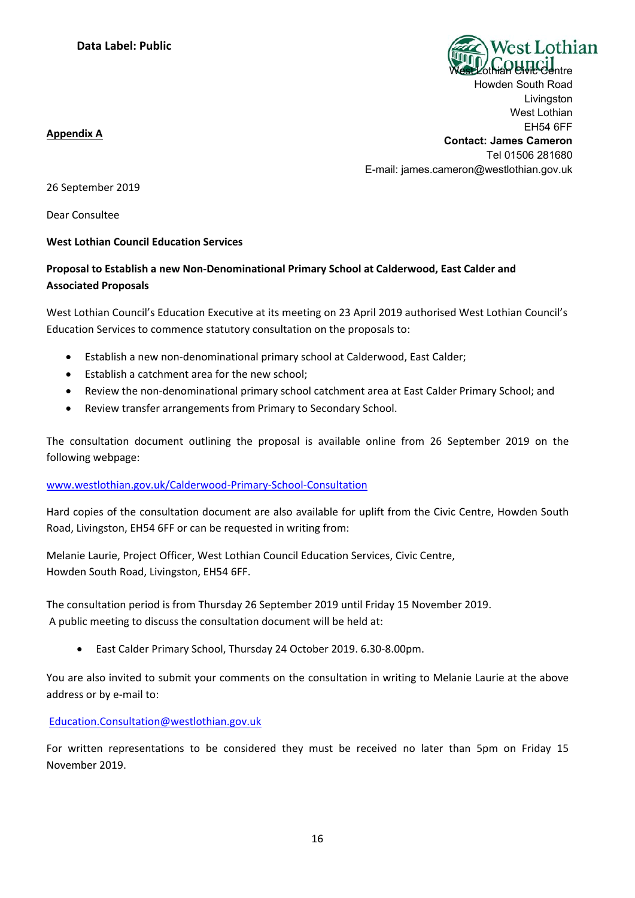**Data Label: Public**

West Lothian Council

West Lothian Civic Centre
Howden South Road
Livingston
West Lothian
EH54 6FF
**Contact: James Cameron**
Tel 01506 281680
E-mail: james.cameron@westlothian.gov.uk

**Appendix A**

26 September 2019

Dear Consultee

**West Lothian Council Education Services**

**Proposal to Establish a new Non-Denominational Primary School at Calderwood, East Calder and Associated Proposals**

West Lothian Council's Education Executive at its meeting on 23 April 2019 authorised West Lothian Council's Education Services to commence statutory consultation on the proposals to:

- Establish a new non-denominational primary school at Calderwood, East Calder;
- Establish a catchment area for the new school;
- Review the non-denominational primary school catchment area at East Calder Primary School; and
- Review transfer arrangements from Primary to Secondary School.

The consultation document outlining the proposal is available online from 26 September 2019 on the following webpage:

www.westlothian.gov.uk/Calderwood-Primary-School-Consultation

Hard copies of the consultation document are also available for uplift from the Civic Centre, Howden South Road, Livingston, EH54 6FF or can be requested in writing from:

Melanie Laurie, Project Officer, West Lothian Council Education Services, Civic Centre,
Howden South Road, Livingston, EH54 6FF.

The consultation period is from Thursday 26 September 2019 until Friday 15 November 2019.
A public meeting to discuss the consultation document will be held at:

- East Calder Primary School, Thursday 24 October 2019. 6.30-8.00pm.

You are also invited to submit your comments on the consultation in writing to Melanie Laurie at the above address or by e-mail to:

Education.Consultation@westlothian.gov.uk

For written representations to be considered they must be received no later than 5pm on Friday 15 November 2019.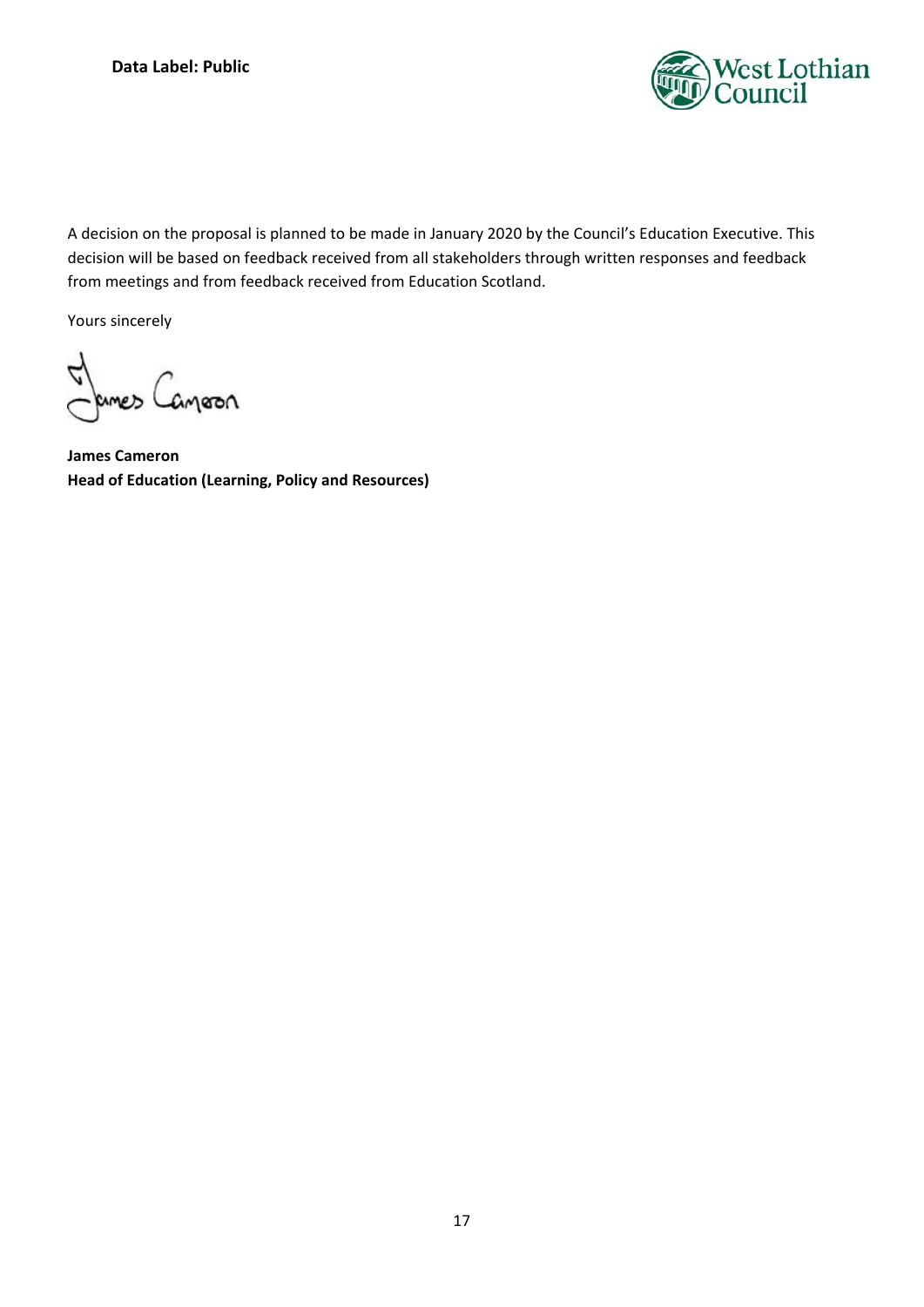A decision on the proposal is planned to be made in January 2020 by the Council's Education Executive. This decision will be based on feedback received from all stakeholders through written responses and feedback from meetings and from feedback received from Education Scotland.

Yours sincerely

James Cameron

**James Cameron**
**Head of Education (Learning, Policy and Resources)**